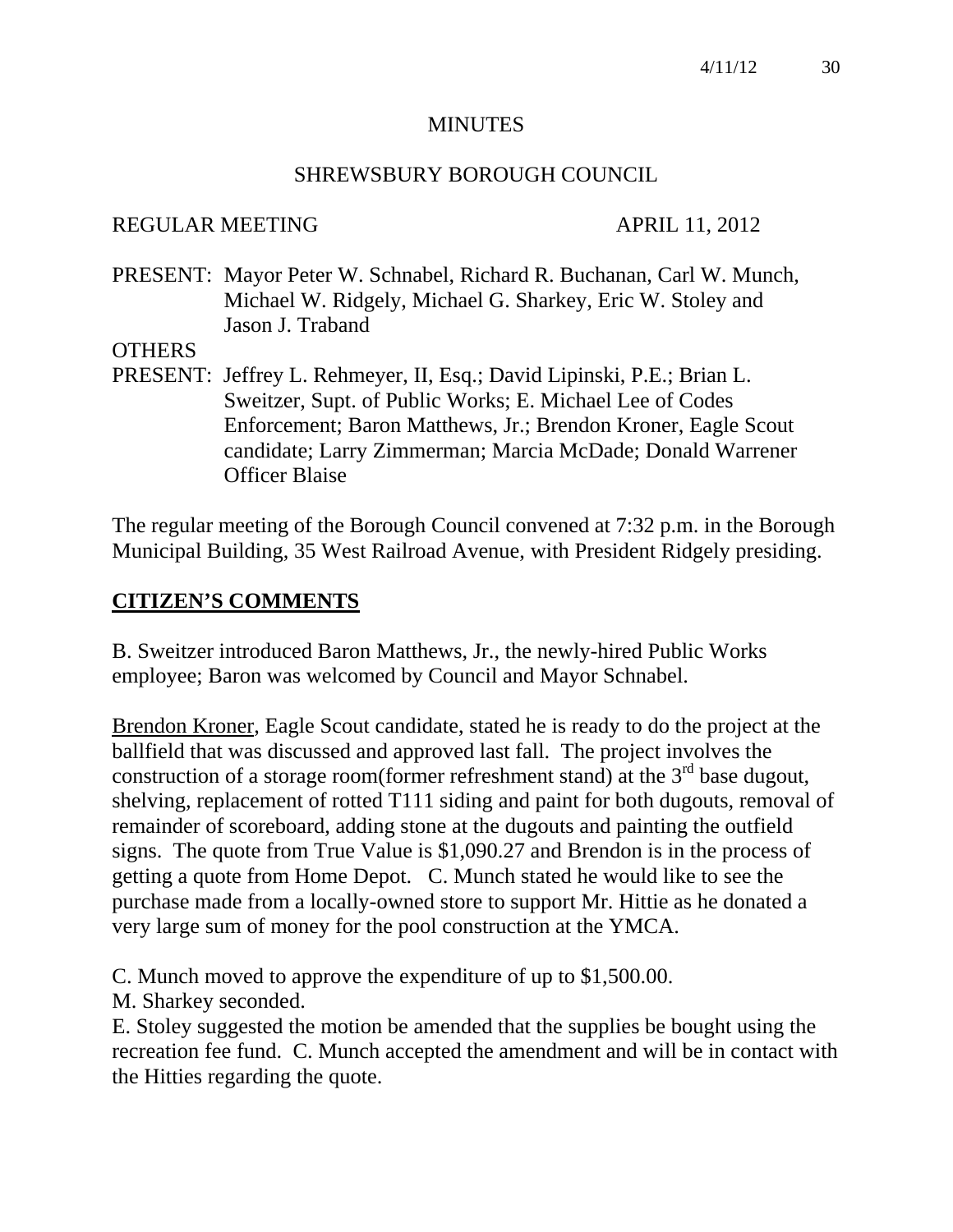# MINUTES

## SHREWSBURY BOROUGH COUNCIL

REGULAR MEETING APRIL 11, 2012

PRESENT: Mayor Peter W. Schnabel, Richard R. Buchanan, Carl W. Munch, Michael W. Ridgely, Michael G. Sharkey, Eric W. Stoley and Jason J. Traband

OTHERS
PRESENT: Jeffrey L. Rehmeyer, II, Esq.; David Lipinski, P.E.; Brian L. Sweitzer, Supt. of Public Works; E. Michael Lee of Codes Enforcement; Baron Matthews, Jr.; Brendon Kroner, Eagle Scout candidate; Larry Zimmerman; Marcia McDade; Donald Warrener Officer Blaise

The regular meeting of the Borough Council convened at 7:32 p.m. in the Borough Municipal Building, 35 West Railroad Avenue, with President Ridgely presiding.

## CITIZEN'S COMMENTS

B. Sweitzer introduced Baron Matthews, Jr., the newly-hired Public Works employee; Baron was welcomed by Council and Mayor Schnabel.

Brendon Kroner, Eagle Scout candidate, stated he is ready to do the project at the ballfield that was discussed and approved last fall. The project involves the construction of a storage room(former refreshment stand) at the 3rd base dugout, shelving, replacement of rotted T111 siding and paint for both dugouts, removal of remainder of scoreboard, adding stone at the dugouts and painting the outfield signs. The quote from True Value is $1,090.27 and Brendon is in the process of getting a quote from Home Depot. C. Munch stated he would like to see the purchase made from a locally-owned store to support Mr. Hittie as he donated a very large sum of money for the pool construction at the YMCA.

C. Munch moved to approve the expenditure of up to $1,500.00.
M. Sharkey seconded.
E. Stoley suggested the motion be amended that the supplies be bought using the recreation fee fund. C. Munch accepted the amendment and will be in contact with the Hitties regarding the quote.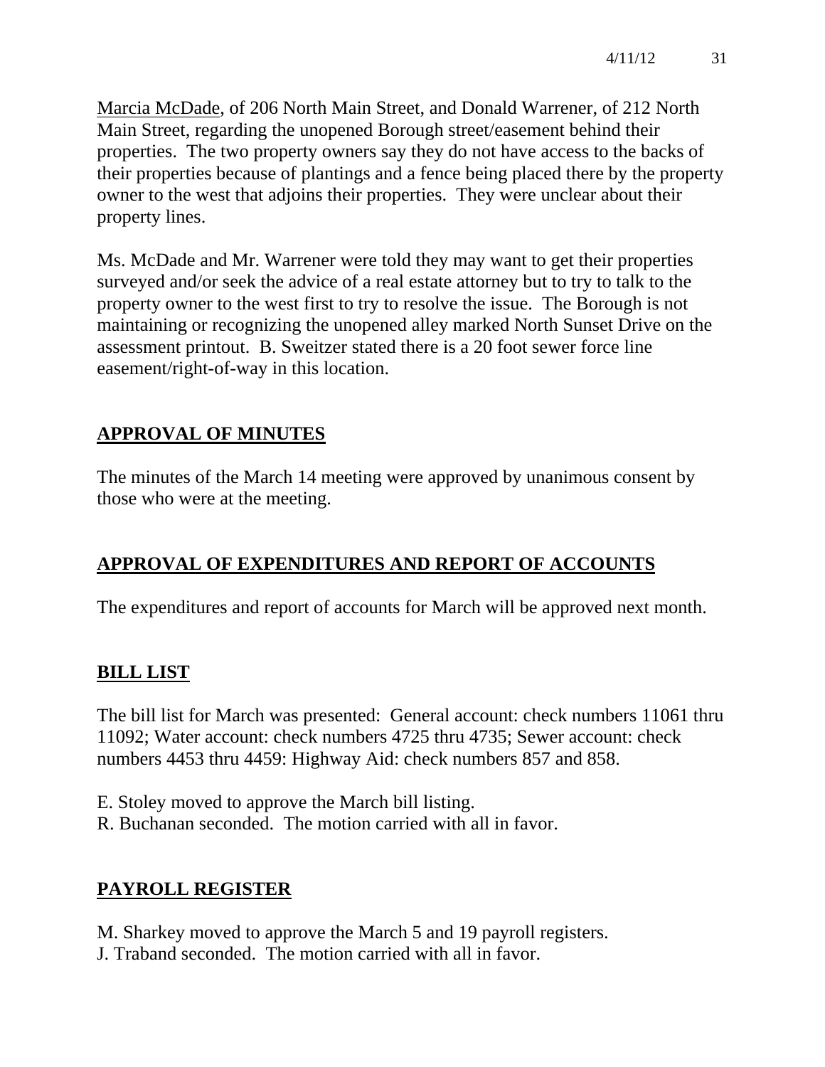Marcia McDade, of 206 North Main Street, and Donald Warrener, of 212 North Main Street, regarding the unopened Borough street/easement behind their properties. The two property owners say they do not have access to the backs of their properties because of plantings and a fence being placed there by the property owner to the west that adjoins their properties. They were unclear about their property lines.

Ms. McDade and Mr. Warrener were told they may want to get their properties surveyed and/or seek the advice of a real estate attorney but to try to talk to the property owner to the west first to try to resolve the issue. The Borough is not maintaining or recognizing the unopened alley marked North Sunset Drive on the assessment printout. B. Sweitzer stated there is a 20 foot sewer force line easement/right-of-way in this location.

## APPROVAL OF MINUTES

The minutes of the March 14 meeting were approved by unanimous consent by those who were at the meeting.

## APPROVAL OF EXPENDITURES AND REPORT OF ACCOUNTS

The expenditures and report of accounts for March will be approved next month.

## BILL LIST

The bill list for March was presented: General account: check numbers 11061 thru 11092; Water account: check numbers 4725 thru 4735; Sewer account: check numbers 4453 thru 4459: Highway Aid: check numbers 857 and 858.

E. Stoley moved to approve the March bill listing.
R. Buchanan seconded. The motion carried with all in favor.

## PAYROLL REGISTER

M. Sharkey moved to approve the March 5 and 19 payroll registers.
J. Traband seconded. The motion carried with all in favor.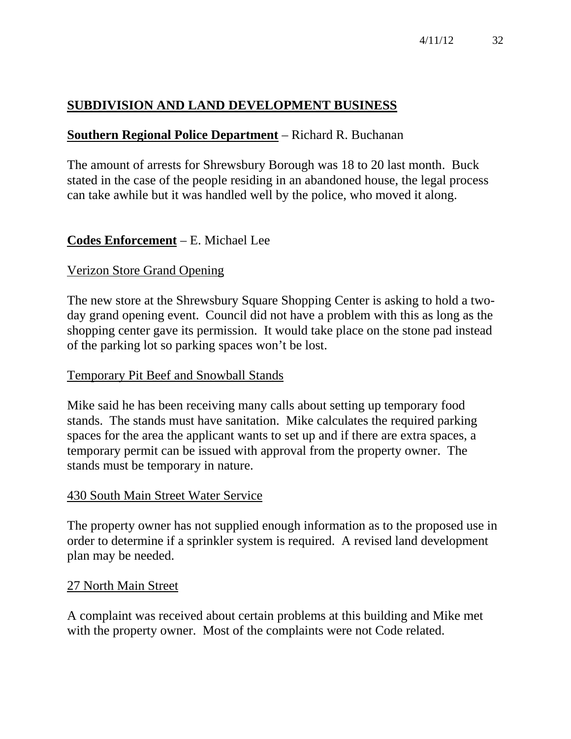## SUBDIVISION AND LAND DEVELOPMENT BUSINESS

**Southern Regional Police Department** – Richard R. Buchanan

The amount of arrests for Shrewsbury Borough was 18 to 20 last month. Buck stated in the case of the people residing in an abandoned house, the legal process can take awhile but it was handled well by the police, who moved it along.

**Codes Enforcement** – E. Michael Lee

Verizon Store Grand Opening

The new store at the Shrewsbury Square Shopping Center is asking to hold a two-day grand opening event. Council did not have a problem with this as long as the shopping center gave its permission. It would take place on the stone pad instead of the parking lot so parking spaces won't be lost.

Temporary Pit Beef and Snowball Stands

Mike said he has been receiving many calls about setting up temporary food stands. The stands must have sanitation. Mike calculates the required parking spaces for the area the applicant wants to set up and if there are extra spaces, a temporary permit can be issued with approval from the property owner. The stands must be temporary in nature.

430 South Main Street Water Service

The property owner has not supplied enough information as to the proposed use in order to determine if a sprinkler system is required. A revised land development plan may be needed.

27 North Main Street

A complaint was received about certain problems at this building and Mike met with the property owner. Most of the complaints were not Code related.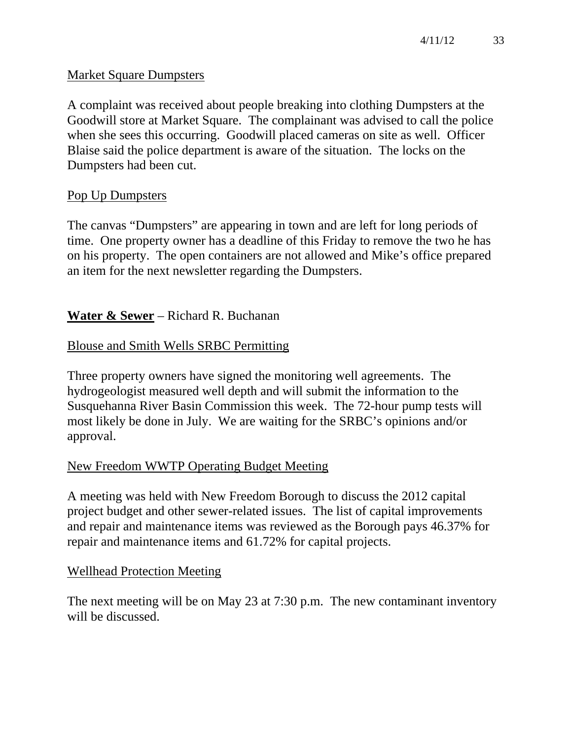Market Square Dumpsters

A complaint was received about people breaking into clothing Dumpsters at the Goodwill store at Market Square. The complainant was advised to call the police when she sees this occurring. Goodwill placed cameras on site as well. Officer Blaise said the police department is aware of the situation. The locks on the Dumpsters had been cut.

Pop Up Dumpsters

The canvas "Dumpsters" are appearing in town and are left for long periods of time. One property owner has a deadline of this Friday to remove the two he has on his property. The open containers are not allowed and Mike's office prepared an item for the next newsletter regarding the Dumpsters.

**Water & Sewer** – Richard R. Buchanan

Blouse and Smith Wells SRBC Permitting

Three property owners have signed the monitoring well agreements. The hydrogeologist measured well depth and will submit the information to the Susquehanna River Basin Commission this week. The 72-hour pump tests will most likely be done in July. We are waiting for the SRBC's opinions and/or approval.

New Freedom WWTP Operating Budget Meeting

A meeting was held with New Freedom Borough to discuss the 2012 capital project budget and other sewer-related issues. The list of capital improvements and repair and maintenance items was reviewed as the Borough pays 46.37% for repair and maintenance items and 61.72% for capital projects.

Wellhead Protection Meeting

The next meeting will be on May 23 at 7:30 p.m. The new contaminant inventory will be discussed.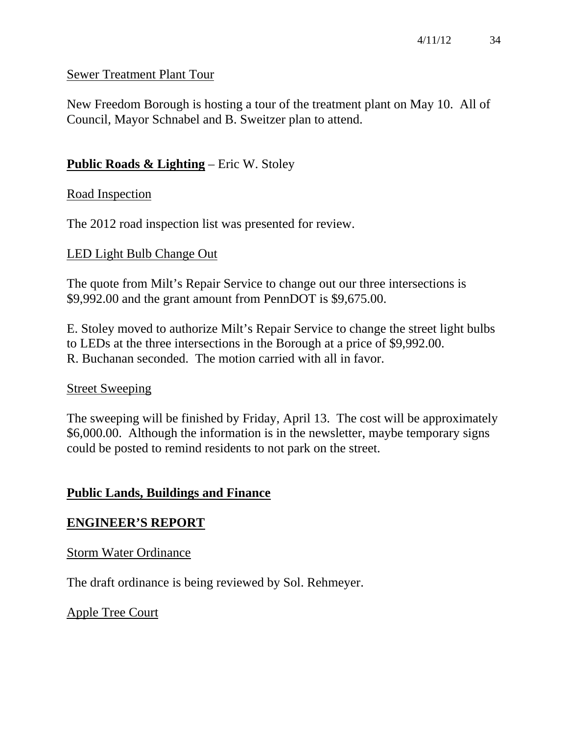Sewer Treatment Plant Tour

New Freedom Borough is hosting a tour of the treatment plant on May 10. All of Council, Mayor Schnabel and B. Sweitzer plan to attend.

**Public Roads & Lighting** – Eric W. Stoley

Road Inspection

The 2012 road inspection list was presented for review.

LED Light Bulb Change Out

The quote from Milt's Repair Service to change out our three intersections is $9,992.00 and the grant amount from PennDOT is $9,675.00.

E. Stoley moved to authorize Milt's Repair Service to change the street light bulbs to LEDs at the three intersections in the Borough at a price of $9,992.00. R. Buchanan seconded. The motion carried with all in favor.

Street Sweeping

The sweeping will be finished by Friday, April 13. The cost will be approximately $6,000.00. Although the information is in the newsletter, maybe temporary signs could be posted to remind residents to not park on the street.

**Public Lands, Buildings and Finance**

**ENGINEER'S REPORT**

Storm Water Ordinance

The draft ordinance is being reviewed by Sol. Rehmeyer.

Apple Tree Court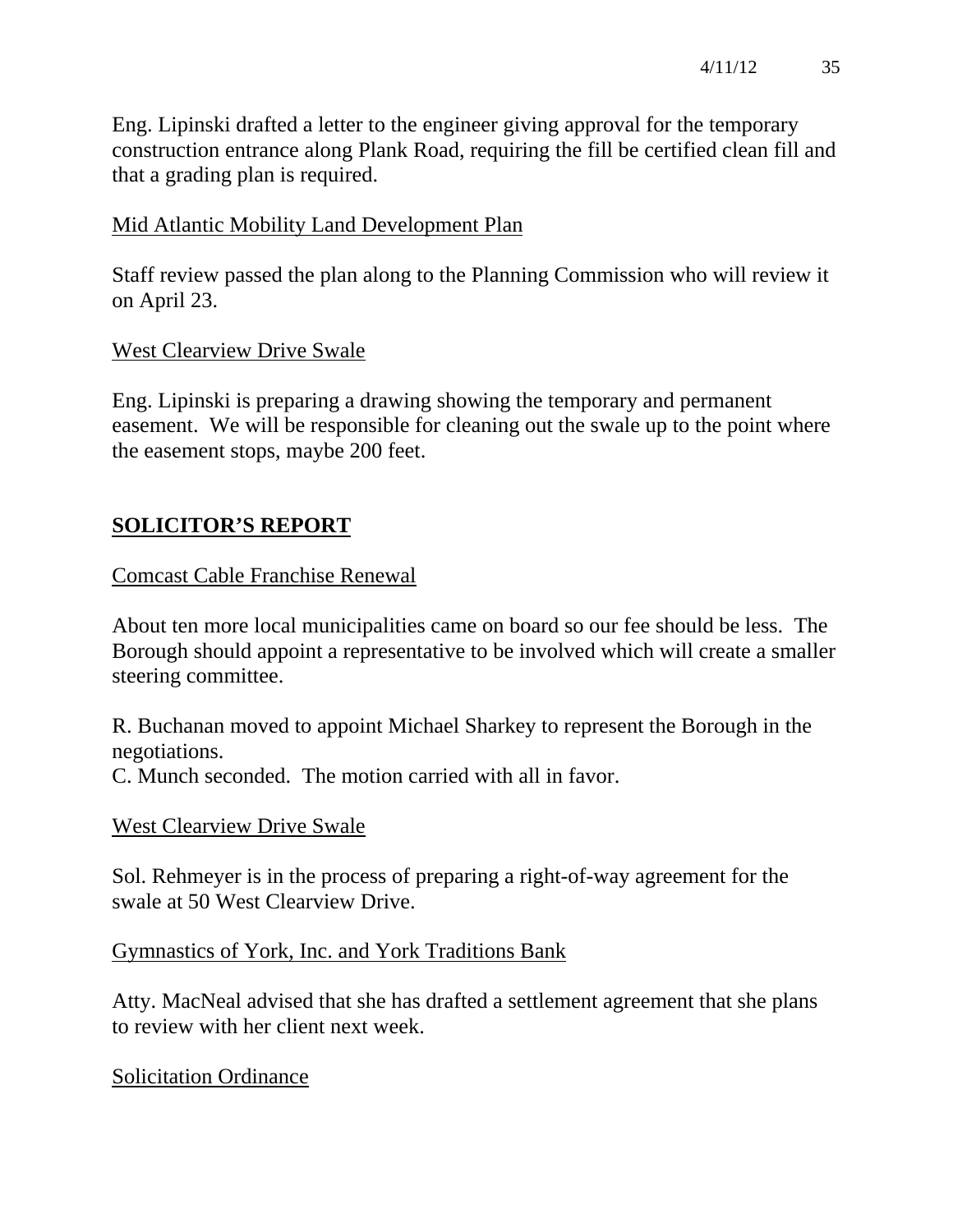Eng. Lipinski drafted a letter to the engineer giving approval for the temporary construction entrance along Plank Road, requiring the fill be certified clean fill and that a grading plan is required.

Mid Atlantic Mobility Land Development Plan

Staff review passed the plan along to the Planning Commission who will review it on April 23.

West Clearview Drive Swale

Eng. Lipinski is preparing a drawing showing the temporary and permanent easement. We will be responsible for cleaning out the swale up to the point where the easement stops, maybe 200 feet.

## SOLICITOR'S REPORT

Comcast Cable Franchise Renewal

About ten more local municipalities came on board so our fee should be less. The Borough should appoint a representative to be involved which will create a smaller steering committee.

R. Buchanan moved to appoint Michael Sharkey to represent the Borough in the negotiations.
C. Munch seconded. The motion carried with all in favor.

West Clearview Drive Swale

Sol. Rehmeyer is in the process of preparing a right-of-way agreement for the swale at 50 West Clearview Drive.

Gymnastics of York, Inc. and York Traditions Bank

Atty. MacNeal advised that she has drafted a settlement agreement that she plans to review with her client next week.

Solicitation Ordinance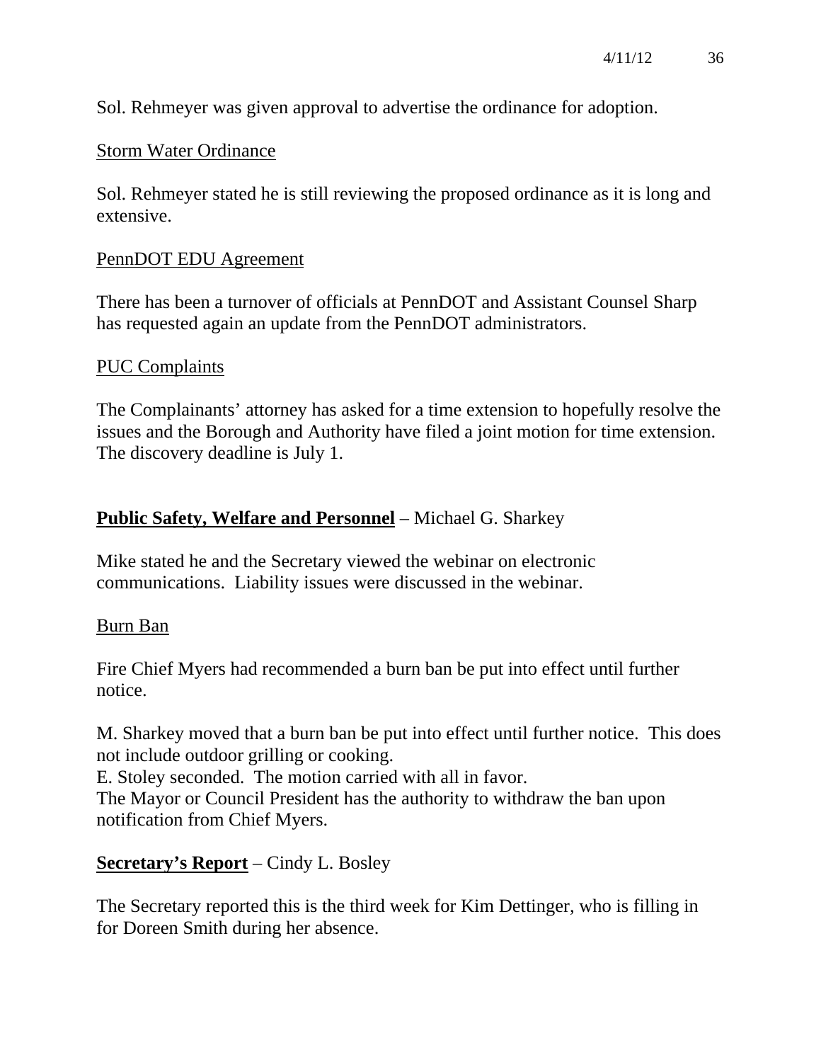Sol. Rehmeyer was given approval to advertise the ordinance for adoption.

Storm Water Ordinance

Sol. Rehmeyer stated he is still reviewing the proposed ordinance as it is long and extensive.

PennDOT EDU Agreement

There has been a turnover of officials at PennDOT and Assistant Counsel Sharp has requested again an update from the PennDOT administrators.

PUC Complaints

The Complainants' attorney has asked for a time extension to hopefully resolve the issues and the Borough and Authority have filed a joint motion for time extension. The discovery deadline is July 1.

**Public Safety, Welfare and Personnel** – Michael G. Sharkey

Mike stated he and the Secretary viewed the webinar on electronic communications. Liability issues were discussed in the webinar.

Burn Ban

Fire Chief Myers had recommended a burn ban be put into effect until further notice.

M. Sharkey moved that a burn ban be put into effect until further notice. This does not include outdoor grilling or cooking.
E. Stoley seconded. The motion carried with all in favor.
The Mayor or Council President has the authority to withdraw the ban upon notification from Chief Myers.

**Secretary's Report** – Cindy L. Bosley

The Secretary reported this is the third week for Kim Dettinger, who is filling in for Doreen Smith during her absence.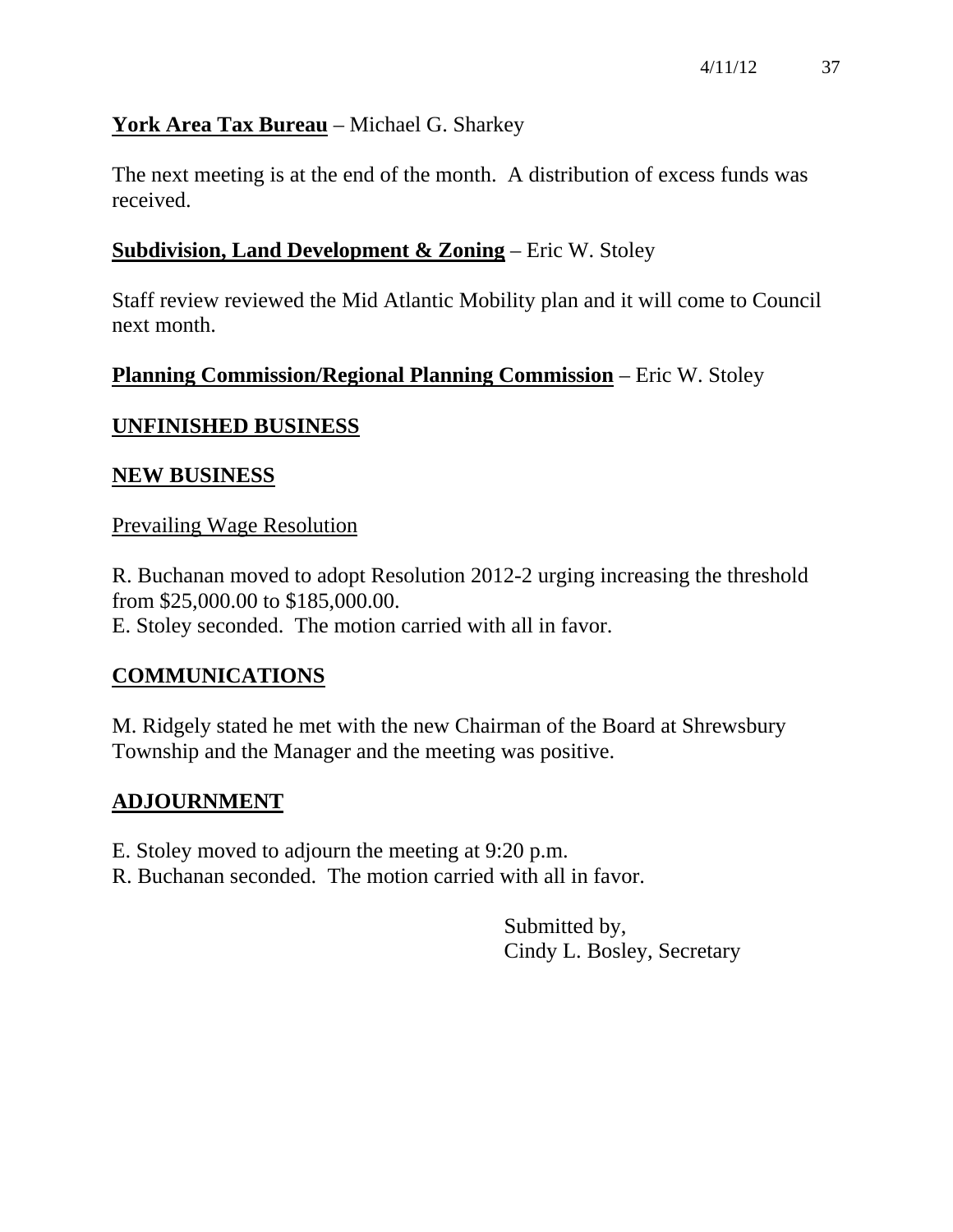**<u>York Area Tax Bureau</u>** – Michael G. Sharkey

The next meeting is at the end of the month. A distribution of excess funds was received.

**<u>Subdivision, Land Development & Zoning</u>** – Eric W. Stoley

Staff review reviewed the Mid Atlantic Mobility plan and it will come to Council next month.

**<u>Planning Commission/Regional Planning Commission</u>** – Eric W. Stoley

## <u>UNFINISHED BUSINESS</u>

## <u>NEW BUSINESS</u>

<u>Prevailing Wage Resolution</u>

R. Buchanan moved to adopt Resolution 2012-2 urging increasing the threshold from $25,000.00 to $185,000.00.
E. Stoley seconded. The motion carried with all in favor.

## <u>COMMUNICATIONS</u>

M. Ridgely stated he met with the new Chairman of the Board at Shrewsbury Township and the Manager and the meeting was positive.

## <u>ADJOURNMENT</u>

E. Stoley moved to adjourn the meeting at 9:20 p.m.
R. Buchanan seconded. The motion carried with all in favor.

Submitted by,
Cindy L. Bosley, Secretary